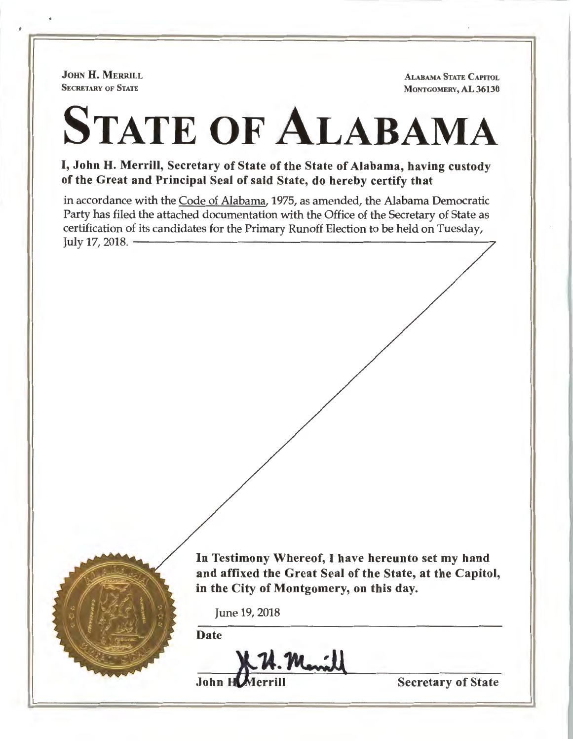**JOHN H. MERRILL**
**SECRETARY OF STATE**

**ALABAMA STATE CAPITOL**
**MONTGOMERY, AL 36130**

# STATE OF ALABAMA

**I, John H. Merrill, Secretary of State of the State of Alabama, having custody of the Great and Principal Seal of said State, do hereby certify that**

in accordance with the Code of Alabama, 1975, as amended, the Alabama Democratic Party has filed the attached documentation with the Office of the Secretary of State as certification of its candidates for the Primary Runoff Election to be held on Tuesday, July 17, 2018.

**In Testimony Whereof, I have hereunto set my hand and affixed the Great Seal of the State, at the Capitol, in the City of Montgomery, on this day.**

June 19, 2018

**Date**

**John H. Merrill** **Secretary of State**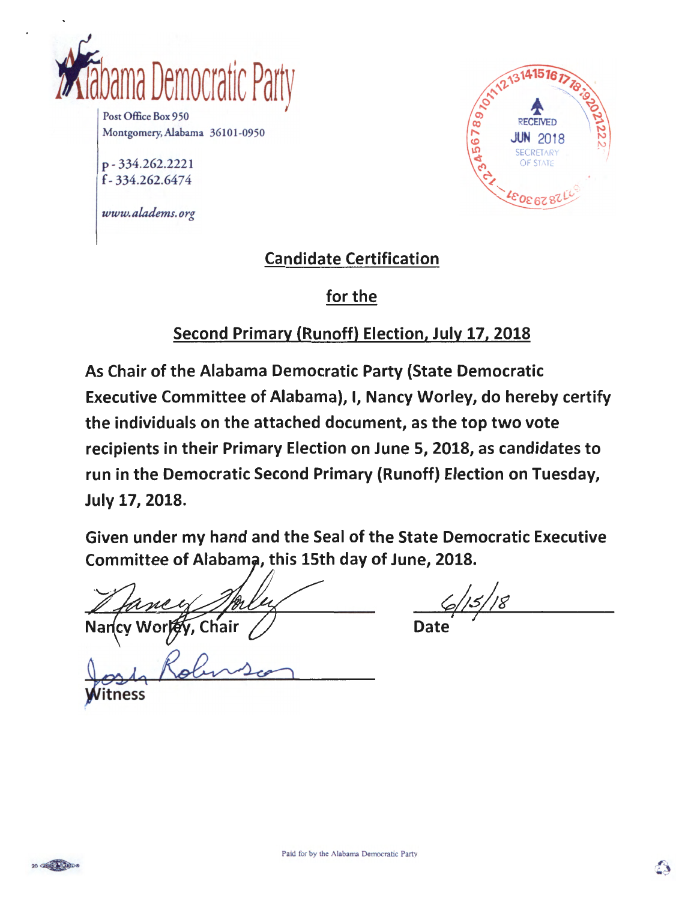Alabama Democratic Party

Post Office Box 950
Montgomery, Alabama 36101-0950

p - 334.262.2221
f - 334.262.6474

www.aladems.org

RECEIVED
JUN 2018
SECRETARY OF STATE

## Candidate Certification

## for the

## Second Primary (Runoff) Election, July 17, 2018

**As Chair of the Alabama Democratic Party (State Democratic Executive Committee of Alabama), I, Nancy Worley, do hereby certify the individuals on the attached document, as the top two vote recipients in their Primary Election on June 5, 2018, as candidates to run in the Democratic Second Primary (Runoff) Election on Tuesday, July 17, 2018.**

**Given under my hand and the Seal of the State Democratic Executive Committee of Alabama, this 15th day of June, 2018.**

Nancy Worley, Chair

Date: 6/15/18

Witness

Paid for by the Alabama Democratic Party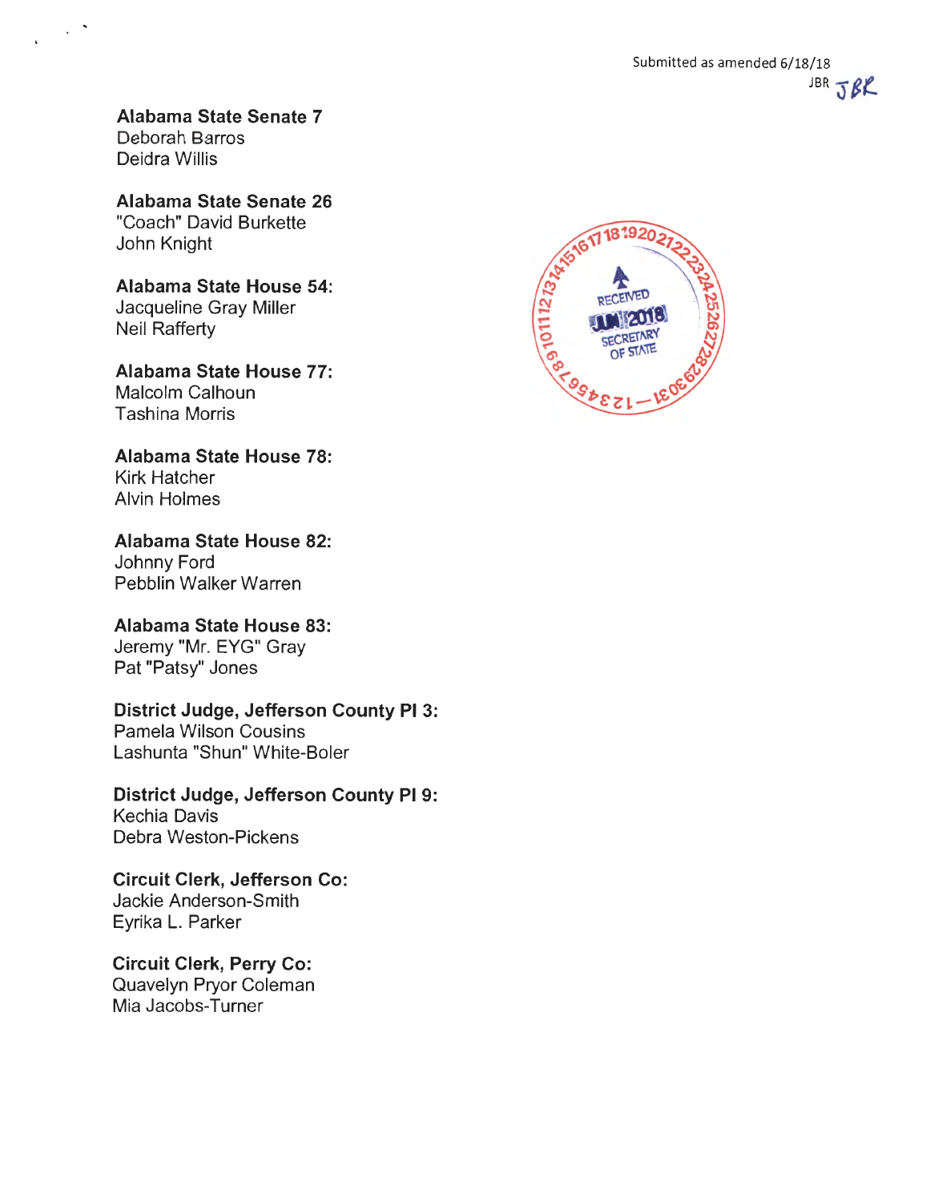Submitted as amended 6/18/18
JBR JBR

RECEIVED
JUN 2018
SECRETARY OF STATE

**Alabama State Senate 7**
Deborah Barros
Deidra Willis

**Alabama State Senate 26**
"Coach" David Burkette
John Knight

**Alabama State House 54:**
Jacqueline Gray Miller
Neil Rafferty

**Alabama State House 77:**
Malcolm Calhoun
Tashina Morris

**Alabama State House 78:**
Kirk Hatcher
Alvin Holmes

**Alabama State House 82:**
Johnny Ford
Pebblin Walker Warren

**Alabama State House 83:**
Jeremy "Mr. EYG" Gray
Pat "Patsy" Jones

**District Judge, Jefferson County Pl 3:**
Pamela Wilson Cousins
Lashunta "Shun" White-Boler

**District Judge, Jefferson County Pl 9:**
Kechia Davis
Debra Weston-Pickens

**Circuit Clerk, Jefferson Co:**
Jackie Anderson-Smith
Eyrika L. Parker

**Circuit Clerk, Perry Co:**
Quavelyn Pryor Coleman
Mia Jacobs-Turner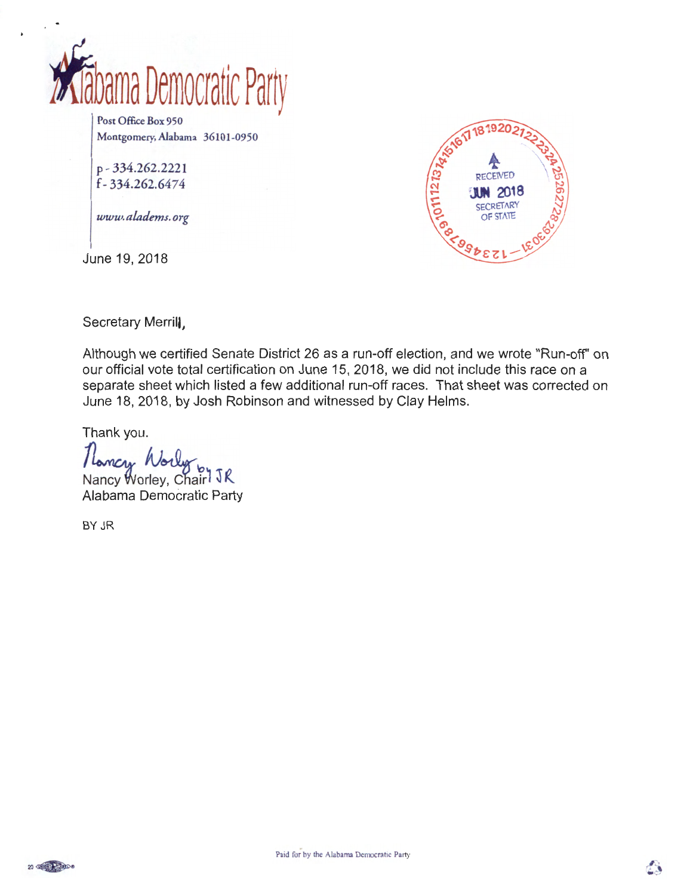# Alabama Democratic Party

Post Office Box 950
Montgomery, Alabama 36101-0950

p - 334.262.2221
f - 334.262.6474

*www.aladems.org*

RECEIVED
JUN 2018
SECRETARY OF STATE

June 19, 2018

Secretary Merrill,

Although we certified Senate District 26 as a run-off election, and we wrote "Run-off" on our official vote total certification on June 15, 2018, we did not include this race on a separate sheet which listed a few additional run-off races. That sheet was corrected on June 18, 2018, by Josh Robinson and witnessed by Clay Helms.

Thank you.

Nancy Worley by JR

Nancy Worley, Chair
Alabama Democratic Party

BY JR

Paid for by the Alabama Democratic Party